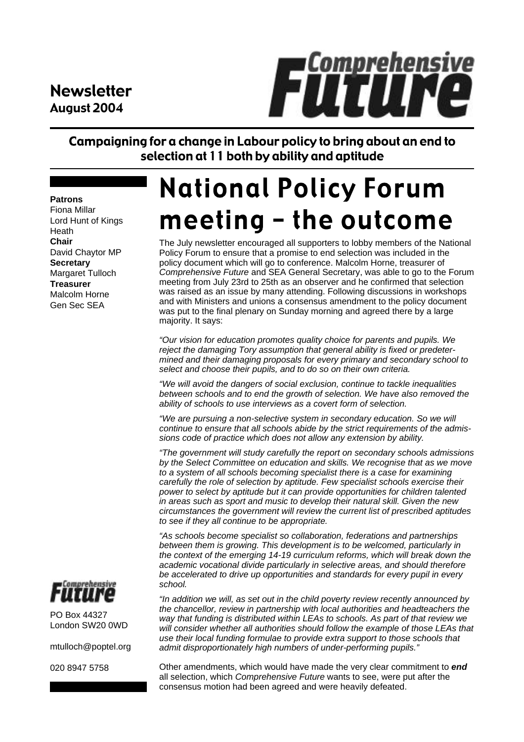**Newsletter**
**August 2004**

# Comprehensive Future

**Campaigning for a change in Labour policy to bring about an end to selection at 11 both by ability and aptitude**

**Patrons**
Fiona Millar
Lord Hunt of Kings Heath
**Chair**
David Chaytor MP
**Secretary**
Margaret Tulloch
**Treasurer**
Malcolm Horne
Gen Sec SEA

## National Policy Forum meeting – the outcome

The July newsletter encouraged all supporters to lobby members of the National Policy Forum to ensure that a promise to end selection was included in the policy document which will go to conference. Malcolm Horne, treasurer of *Comprehensive Future* and SEA General Secretary, was able to go to the Forum meeting from July 23rd to 25th as an observer and he confirmed that selection was raised as an issue by many attending. Following discussions in workshops and with Ministers and unions a consensus amendment to the policy document was put to the final plenary on Sunday morning and agreed there by a large majority. It says:

*"Our vision for education promotes quality choice for parents and pupils. We reject the damaging Tory assumption that general ability is fixed or predetermined and their damaging proposals for every primary and secondary school to select and choose their pupils, and to do so on their own criteria.*

*"We will avoid the dangers of social exclusion, continue to tackle inequalities between schools and to end the growth of selection. We have also removed the ability of schools to use interviews as a covert form of selection.*

*"We are pursuing a non-selective system in secondary education. So we will continue to ensure that all schools abide by the strict requirements of the admissions code of practice which does not allow any extension by ability.*

*"The government will study carefully the report on secondary schools admissions by the Select Committee on education and skills. We recognise that as we move to a system of all schools becoming specialist there is a case for examining carefully the role of selection by aptitude. Few specialist schools exercise their power to select by aptitude but it can provide opportunities for children talented in areas such as sport and music to develop their natural skill. Given the new circumstances the government will review the current list of prescribed aptitudes to see if they all continue to be appropriate.*

*"As schools become specialist so collaboration, federations and partnerships between them is growing. This development is to be welcomed, particularly in the context of the emerging 14-19 curriculum reforms, which will break down the academic vocational divide particularly in selective areas, and should therefore be accelerated to drive up opportunities and standards for every pupil in every school.*

*"In addition we will, as set out in the child poverty review recently announced by the chancellor, review in partnership with local authorities and headteachers the way that funding is distributed within LEAs to schools. As part of that review we will consider whether all authorities should follow the example of those LEAs that use their local funding formulae to provide extra support to those schools that admit disproportionately high numbers of under-performing pupils."*

Other amendments, which would have made the very clear commitment to ***end*** all selection, which *Comprehensive Future* wants to see, were put after the consensus motion had been agreed and were heavily defeated.

Comprehensive Future

PO Box 44327
London SW20 0WD

mtulloch@poptel.org

020 8947 5758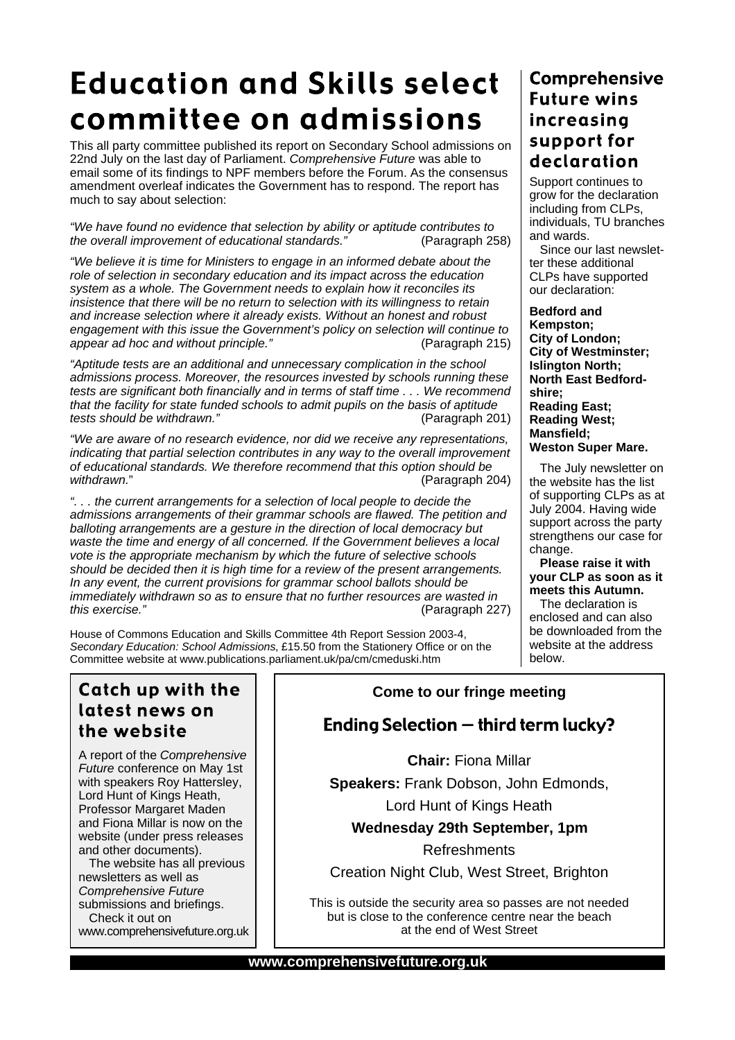# Education and Skills select committee on admissions

This all party committee published its report on Secondary School admissions on 22nd July on the last day of Parliament. *Comprehensive Future* was able to email some of its findings to NPF members before the Forum. As the consensus amendment overleaf indicates the Government has to respond. The report has much to say about selection:

*"We have found no evidence that selection by ability or aptitude contributes to the overall improvement of educational standards."* (Paragraph 258)

*"We believe it is time for Ministers to engage in an informed debate about the role of selection in secondary education and its impact across the education system as a whole. The Government needs to explain how it reconciles its insistence that there will be no return to selection with its willingness to retain and increase selection where it already exists. Without an honest and robust engagement with this issue the Government's policy on selection will continue to appear ad hoc and without principle."* (Paragraph 215)

*"Aptitude tests are an additional and unnecessary complication in the school admissions process. Moreover, the resources invested by schools running these tests are significant both financially and in terms of staff time . . . We recommend that the facility for state funded schools to admit pupils on the basis of aptitude tests should be withdrawn."* (Paragraph 201)

*"We are aware of no research evidence, nor did we receive any representations, indicating that partial selection contributes in any way to the overall improvement of educational standards. We therefore recommend that this option should be withdrawn."* (Paragraph 204)

*". . . the current arrangements for a selection of local people to decide the admissions arrangements of their grammar schools are flawed. The petition and balloting arrangements are a gesture in the direction of local democracy but waste the time and energy of all concerned. If the Government believes a local vote is the appropriate mechanism by which the future of selective schools should be decided then it is high time for a review of the present arrangements. In any event, the current provisions for grammar school ballots should be immediately withdrawn so as to ensure that no further resources are wasted in this exercise."* (Paragraph 227)

House of Commons Education and Skills Committee 4th Report Session 2003-4, *Secondary Education: School Admissions*, £15.50 from the Stationery Office or on the Committee website at www.publications.parliament.uk/pa/cm/cmeduski.htm

## Comprehensive Future wins increasing support for declaration

Support continues to grow for the declaration including from CLPs, individuals, TU branches and wards.

Since our last newsletter these additional CLPs have supported our declaration:

**Bedford and Kempston;**
**City of London;**
**City of Westminster;**
**Islington North;**
**North East Bedfordshire;**
**Reading East;**
**Reading West;**
**Mansfield;**
**Weston Super Mare.**

The July newsletter on the website has the list of supporting CLPs as at July 2004. Having wide support across the party strengthens our case for change.

**Please raise it with your CLP as soon as it meets this Autumn.**

The declaration is enclosed and can also be downloaded from the website at the address below.

## Catch up with the latest news on the website

A report of the *Comprehensive Future* conference on May 1st with speakers Roy Hattersley, Lord Hunt of Kings Heath, Professor Margaret Maden and Fiona Millar is now on the website (under press releases and other documents).

The website has all previous newsletters as well as *Comprehensive Future* submissions and briefings.

Check it out on www.comprehensivefuture.org.uk

**Come to our fringe meeting**

## Ending Selection – third term lucky?

**Chair:** Fiona Millar

**Speakers:** Frank Dobson, John Edmonds, Lord Hunt of Kings Heath

**Wednesday 29th September, 1pm**

Refreshments

Creation Night Club, West Street, Brighton

This is outside the security area so passes are not needed but is close to the conference centre near the beach at the end of West Street

**www.comprehensivefuture.org.uk**